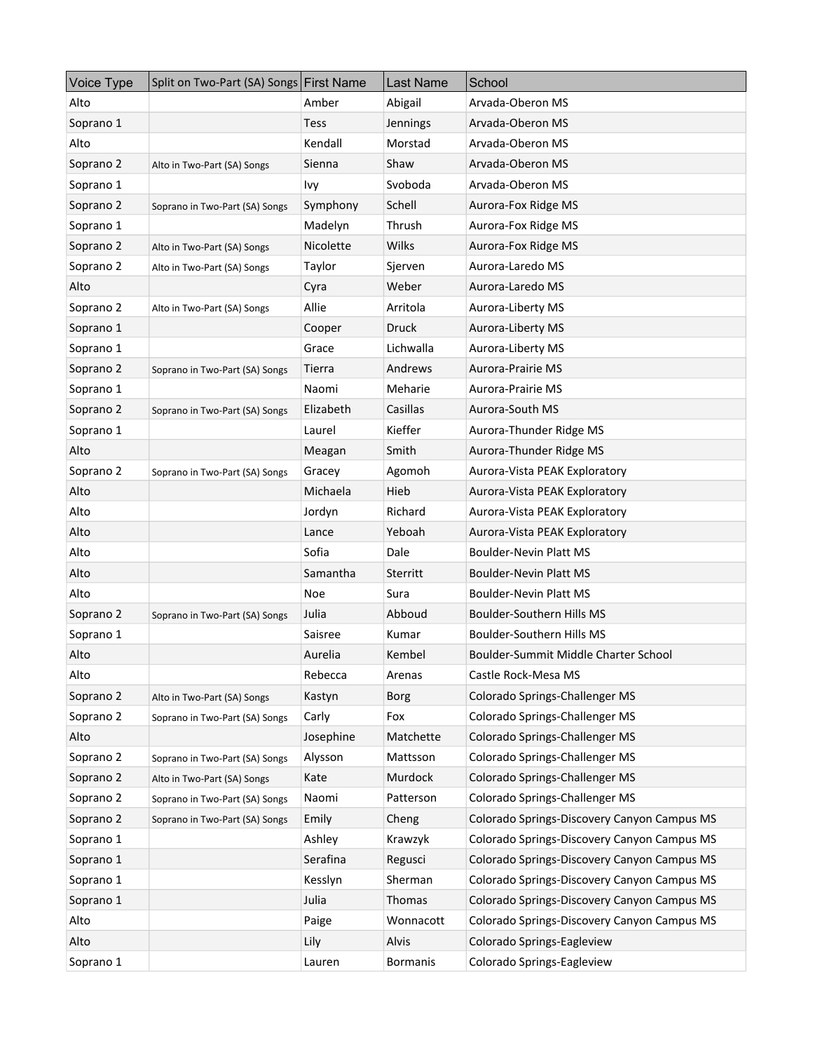| Voice Type | Split on Two-Part (SA) Songs | First Name | Last Name | School |
|---|---|---|---|---|
| Alto | | Amber | Abigail | Arvada-Oberon MS |
| Soprano 1 | | Tess | Jennings | Arvada-Oberon MS |
| Alto | | Kendall | Morstad | Arvada-Oberon MS |
| Soprano 2 | Alto in Two-Part (SA) Songs | Sienna | Shaw | Arvada-Oberon MS |
| Soprano 1 | | Ivy | Svoboda | Arvada-Oberon MS |
| Soprano 2 | Soprano in Two-Part (SA) Songs | Symphony | Schell | Aurora-Fox Ridge MS |
| Soprano 1 | | Madelyn | Thrush | Aurora-Fox Ridge MS |
| Soprano 2 | Alto in Two-Part (SA) Songs | Nicolette | Wilks | Aurora-Fox Ridge MS |
| Soprano 2 | Alto in Two-Part (SA) Songs | Taylor | Sjerven | Aurora-Laredo MS |
| Alto | | Cyra | Weber | Aurora-Laredo MS |
| Soprano 2 | Alto in Two-Part (SA) Songs | Allie | Arritola | Aurora-Liberty MS |
| Soprano 1 | | Cooper | Druck | Aurora-Liberty MS |
| Soprano 1 | | Grace | Lichwalla | Aurora-Liberty MS |
| Soprano 2 | Soprano in Two-Part (SA) Songs | Tierra | Andrews | Aurora-Prairie MS |
| Soprano 1 | | Naomi | Meharie | Aurora-Prairie MS |
| Soprano 2 | Soprano in Two-Part (SA) Songs | Elizabeth | Casillas | Aurora-South MS |
| Soprano 1 | | Laurel | Kieffer | Aurora-Thunder Ridge MS |
| Alto | | Meagan | Smith | Aurora-Thunder Ridge MS |
| Soprano 2 | Soprano in Two-Part (SA) Songs | Gracey | Agomoh | Aurora-Vista PEAK Exploratory |
| Alto | | Michaela | Hieb | Aurora-Vista PEAK Exploratory |
| Alto | | Jordyn | Richard | Aurora-Vista PEAK Exploratory |
| Alto | | Lance | Yeboah | Aurora-Vista PEAK Exploratory |
| Alto | | Sofia | Dale | Boulder-Nevin Platt MS |
| Alto | | Samantha | Sterritt | Boulder-Nevin Platt MS |
| Alto | | Noe | Sura | Boulder-Nevin Platt MS |
| Soprano 2 | Soprano in Two-Part (SA) Songs | Julia | Abboud | Boulder-Southern Hills MS |
| Soprano 1 | | Saisree | Kumar | Boulder-Southern Hills MS |
| Alto | | Aurelia | Kembel | Boulder-Summit Middle Charter School |
| Alto | | Rebecca | Arenas | Castle Rock-Mesa MS |
| Soprano 2 | Alto in Two-Part (SA) Songs | Kastyn | Borg | Colorado Springs-Challenger MS |
| Soprano 2 | Soprano in Two-Part (SA) Songs | Carly | Fox | Colorado Springs-Challenger MS |
| Alto | | Josephine | Matchette | Colorado Springs-Challenger MS |
| Soprano 2 | Soprano in Two-Part (SA) Songs | Alysson | Mattsson | Colorado Springs-Challenger MS |
| Soprano 2 | Alto in Two-Part (SA) Songs | Kate | Murdock | Colorado Springs-Challenger MS |
| Soprano 2 | Soprano in Two-Part (SA) Songs | Naomi | Patterson | Colorado Springs-Challenger MS |
| Soprano 2 | Soprano in Two-Part (SA) Songs | Emily | Cheng | Colorado Springs-Discovery Canyon Campus MS |
| Soprano 1 | | Ashley | Krawzyk | Colorado Springs-Discovery Canyon Campus MS |
| Soprano 1 | | Serafina | Regusci | Colorado Springs-Discovery Canyon Campus MS |
| Soprano 1 | | Kesslyn | Sherman | Colorado Springs-Discovery Canyon Campus MS |
| Soprano 1 | | Julia | Thomas | Colorado Springs-Discovery Canyon Campus MS |
| Alto | | Paige | Wonnacott | Colorado Springs-Discovery Canyon Campus MS |
| Alto | | Lily | Alvis | Colorado Springs-Eagleview |
| Soprano 1 | | Lauren | Bormanis | Colorado Springs-Eagleview |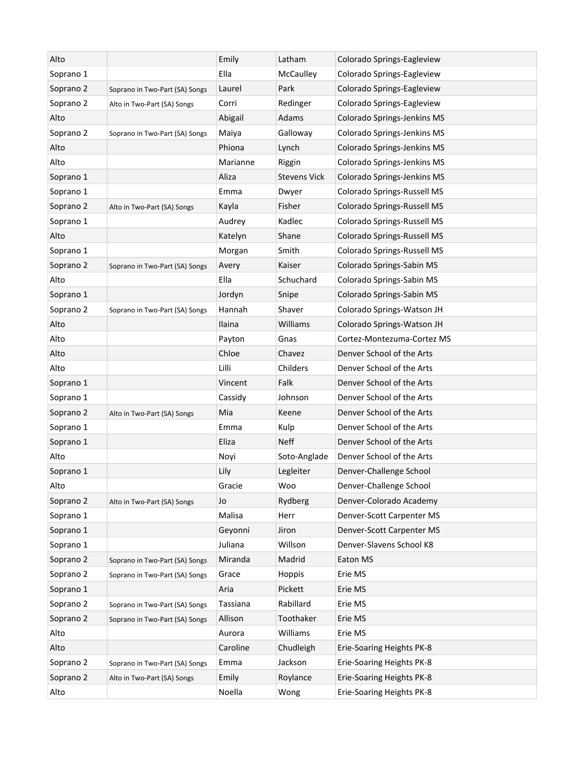| | | | | |
|---|---|---|---|---|
| Alto | | Emily | Latham | Colorado Springs-Eagleview |
| Soprano 1 | | Ella | McCaulley | Colorado Springs-Eagleview |
| Soprano 2 | Soprano in Two-Part (SA) Songs | Laurel | Park | Colorado Springs-Eagleview |
| Soprano 2 | Alto in Two-Part (SA) Songs | Corri | Redinger | Colorado Springs-Eagleview |
| Alto | | Abigail | Adams | Colorado Springs-Jenkins MS |
| Soprano 2 | Soprano in Two-Part (SA) Songs | Maiya | Galloway | Colorado Springs-Jenkins MS |
| Alto | | Phiona | Lynch | Colorado Springs-Jenkins MS |
| Alto | | Marianne | Riggin | Colorado Springs-Jenkins MS |
| Soprano 1 | | Aliza | Stevens Vick | Colorado Springs-Jenkins MS |
| Soprano 1 | | Emma | Dwyer | Colorado Springs-Russell MS |
| Soprano 2 | Alto in Two-Part (SA) Songs | Kayla | Fisher | Colorado Springs-Russell MS |
| Soprano 1 | | Audrey | Kadlec | Colorado Springs-Russell MS |
| Alto | | Katelyn | Shane | Colorado Springs-Russell MS |
| Soprano 1 | | Morgan | Smith | Colorado Springs-Russell MS |
| Soprano 2 | Soprano in Two-Part (SA) Songs | Avery | Kaiser | Colorado Springs-Sabin MS |
| Alto | | Ella | Schuchard | Colorado Springs-Sabin MS |
| Soprano 1 | | Jordyn | Snipe | Colorado Springs-Sabin MS |
| Soprano 2 | Soprano in Two-Part (SA) Songs | Hannah | Shaver | Colorado Springs-Watson JH |
| Alto | | Ilaina | Williams | Colorado Springs-Watson JH |
| Alto | | Payton | Gnas | Cortez-Montezuma-Cortez MS |
| Alto | | Chloe | Chavez | Denver School of the Arts |
| Alto | | Lilli | Childers | Denver School of the Arts |
| Soprano 1 | | Vincent | Falk | Denver School of the Arts |
| Soprano 1 | | Cassidy | Johnson | Denver School of the Arts |
| Soprano 2 | Alto in Two-Part (SA) Songs | Mia | Keene | Denver School of the Arts |
| Soprano 1 | | Emma | Kulp | Denver School of the Arts |
| Soprano 1 | | Eliza | Neff | Denver School of the Arts |
| Alto | | Noyi | Soto-Anglade | Denver School of the Arts |
| Soprano 1 | | Lily | Legleiter | Denver-Challenge School |
| Alto | | Gracie | Woo | Denver-Challenge School |
| Soprano 2 | Alto in Two-Part (SA) Songs | Jo | Rydberg | Denver-Colorado Academy |
| Soprano 1 | | Malisa | Herr | Denver-Scott Carpenter MS |
| Soprano 1 | | Geyonni | Jiron | Denver-Scott Carpenter MS |
| Soprano 1 | | Juliana | Willson | Denver-Slavens School K8 |
| Soprano 2 | Soprano in Two-Part (SA) Songs | Miranda | Madrid | Eaton MS |
| Soprano 2 | Soprano in Two-Part (SA) Songs | Grace | Hoppis | Erie MS |
| Soprano 1 | | Aria | Pickett | Erie MS |
| Soprano 2 | Soprano in Two-Part (SA) Songs | Tassiana | Rabillard | Erie MS |
| Soprano 2 | Soprano in Two-Part (SA) Songs | Allison | Toothaker | Erie MS |
| Alto | | Aurora | Williams | Erie MS |
| Alto | | Caroline | Chudleigh | Erie-Soaring Heights PK-8 |
| Soprano 2 | Soprano in Two-Part (SA) Songs | Emma | Jackson | Erie-Soaring Heights PK-8 |
| Soprano 2 | Alto in Two-Part (SA) Songs | Emily | Roylance | Erie-Soaring Heights PK-8 |
| Alto | | Noella | Wong | Erie-Soaring Heights PK-8 |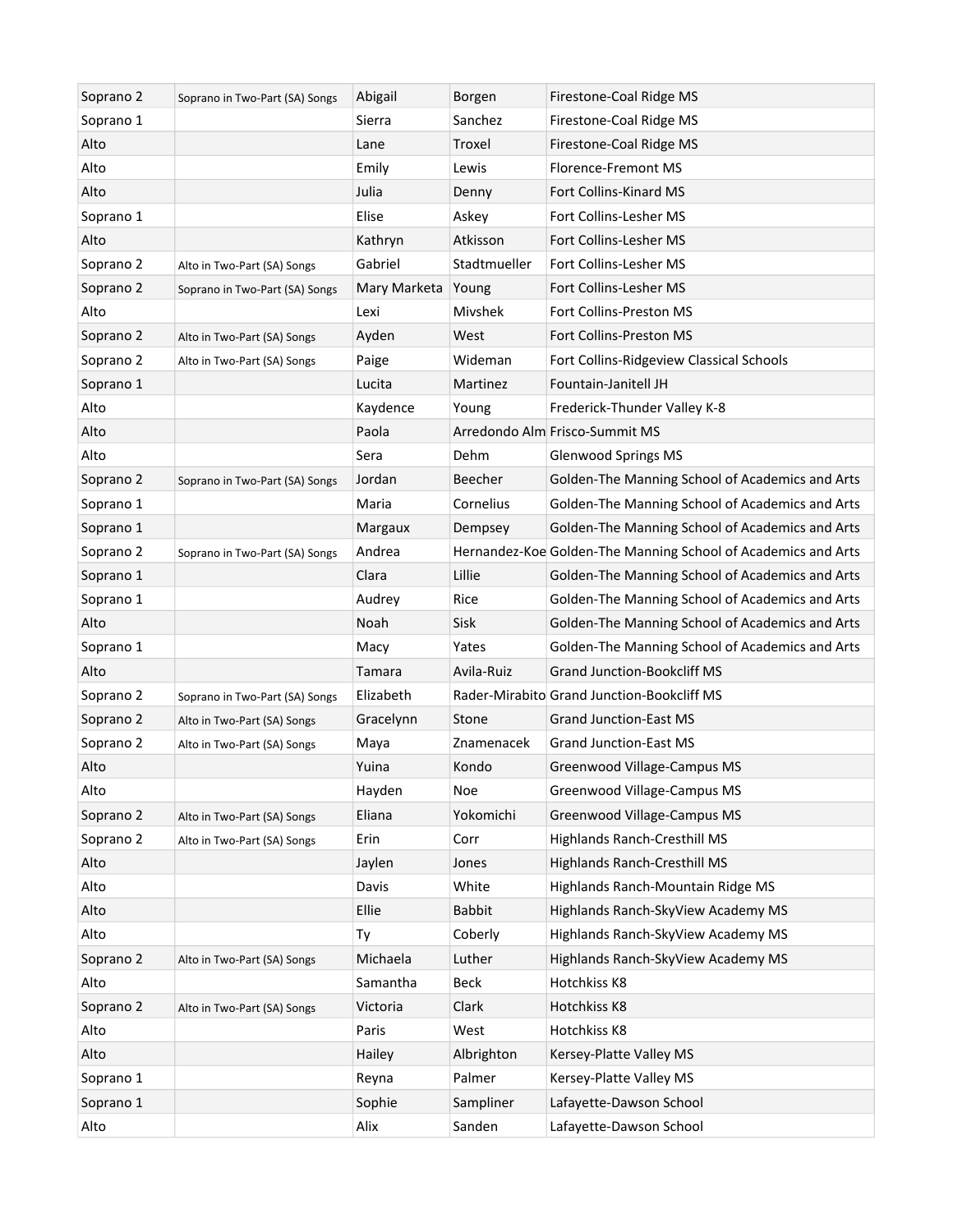| | | | | |
|---|---|---|---|---|
| Soprano 2 | Soprano in Two-Part (SA) Songs | Abigail | Borgen | Firestone-Coal Ridge MS |
| Soprano 1 | | Sierra | Sanchez | Firestone-Coal Ridge MS |
| Alto | | Lane | Troxel | Firestone-Coal Ridge MS |
| Alto | | Emily | Lewis | Florence-Fremont MS |
| Alto | | Julia | Denny | Fort Collins-Kinard MS |
| Soprano 1 | | Elise | Askey | Fort Collins-Lesher MS |
| Alto | | Kathryn | Atkisson | Fort Collins-Lesher MS |
| Soprano 2 | Alto in Two-Part (SA) Songs | Gabriel | Stadtmueller | Fort Collins-Lesher MS |
| Soprano 2 | Soprano in Two-Part (SA) Songs | Mary Marketa | Young | Fort Collins-Lesher MS |
| Alto | | Lexi | Mivshek | Fort Collins-Preston MS |
| Soprano 2 | Alto in Two-Part (SA) Songs | Ayden | West | Fort Collins-Preston MS |
| Soprano 2 | Alto in Two-Part (SA) Songs | Paige | Wideman | Fort Collins-Ridgeview Classical Schools |
| Soprano 1 | | Lucita | Martinez | Fountain-Janitell JH |
| Alto | | Kaydence | Young | Frederick-Thunder Valley K-8 |
| Alto | | Paola | Arredondo Alm | Frisco-Summit MS |
| Alto | | Sera | Dehm | Glenwood Springs MS |
| Soprano 2 | Soprano in Two-Part (SA) Songs | Jordan | Beecher | Golden-The Manning School of Academics and Arts |
| Soprano 1 | | Maria | Cornelius | Golden-The Manning School of Academics and Arts |
| Soprano 1 | | Margaux | Dempsey | Golden-The Manning School of Academics and Arts |
| Soprano 2 | Soprano in Two-Part (SA) Songs | Andrea | Hernandez-Koe | Golden-The Manning School of Academics and Arts |
| Soprano 1 | | Clara | Lillie | Golden-The Manning School of Academics and Arts |
| Soprano 1 | | Audrey | Rice | Golden-The Manning School of Academics and Arts |
| Alto | | Noah | Sisk | Golden-The Manning School of Academics and Arts |
| Soprano 1 | | Macy | Yates | Golden-The Manning School of Academics and Arts |
| Alto | | Tamara | Avila-Ruiz | Grand Junction-Bookcliff MS |
| Soprano 2 | Soprano in Two-Part (SA) Songs | Elizabeth | Rader-Mirabito | Grand Junction-Bookcliff MS |
| Soprano 2 | Alto in Two-Part (SA) Songs | Gracelynn | Stone | Grand Junction-East MS |
| Soprano 2 | Alto in Two-Part (SA) Songs | Maya | Znamenacek | Grand Junction-East MS |
| Alto | | Yuina | Kondo | Greenwood Village-Campus MS |
| Alto | | Hayden | Noe | Greenwood Village-Campus MS |
| Soprano 2 | Alto in Two-Part (SA) Songs | Eliana | Yokomichi | Greenwood Village-Campus MS |
| Soprano 2 | Alto in Two-Part (SA) Songs | Erin | Corr | Highlands Ranch-Cresthill MS |
| Alto | | Jaylen | Jones | Highlands Ranch-Cresthill MS |
| Alto | | Davis | White | Highlands Ranch-Mountain Ridge MS |
| Alto | | Ellie | Babbit | Highlands Ranch-SkyView Academy MS |
| Alto | | Ty | Coberly | Highlands Ranch-SkyView Academy MS |
| Soprano 2 | Alto in Two-Part (SA) Songs | Michaela | Luther | Highlands Ranch-SkyView Academy MS |
| Alto | | Samantha | Beck | Hotchkiss K8 |
| Soprano 2 | Alto in Two-Part (SA) Songs | Victoria | Clark | Hotchkiss K8 |
| Alto | | Paris | West | Hotchkiss K8 |
| Alto | | Hailey | Albrighton | Kersey-Platte Valley MS |
| Soprano 1 | | Reyna | Palmer | Kersey-Platte Valley MS |
| Soprano 1 | | Sophie | Sampliner | Lafayette-Dawson School |
| Alto | | Alix | Sanden | Lafayette-Dawson School |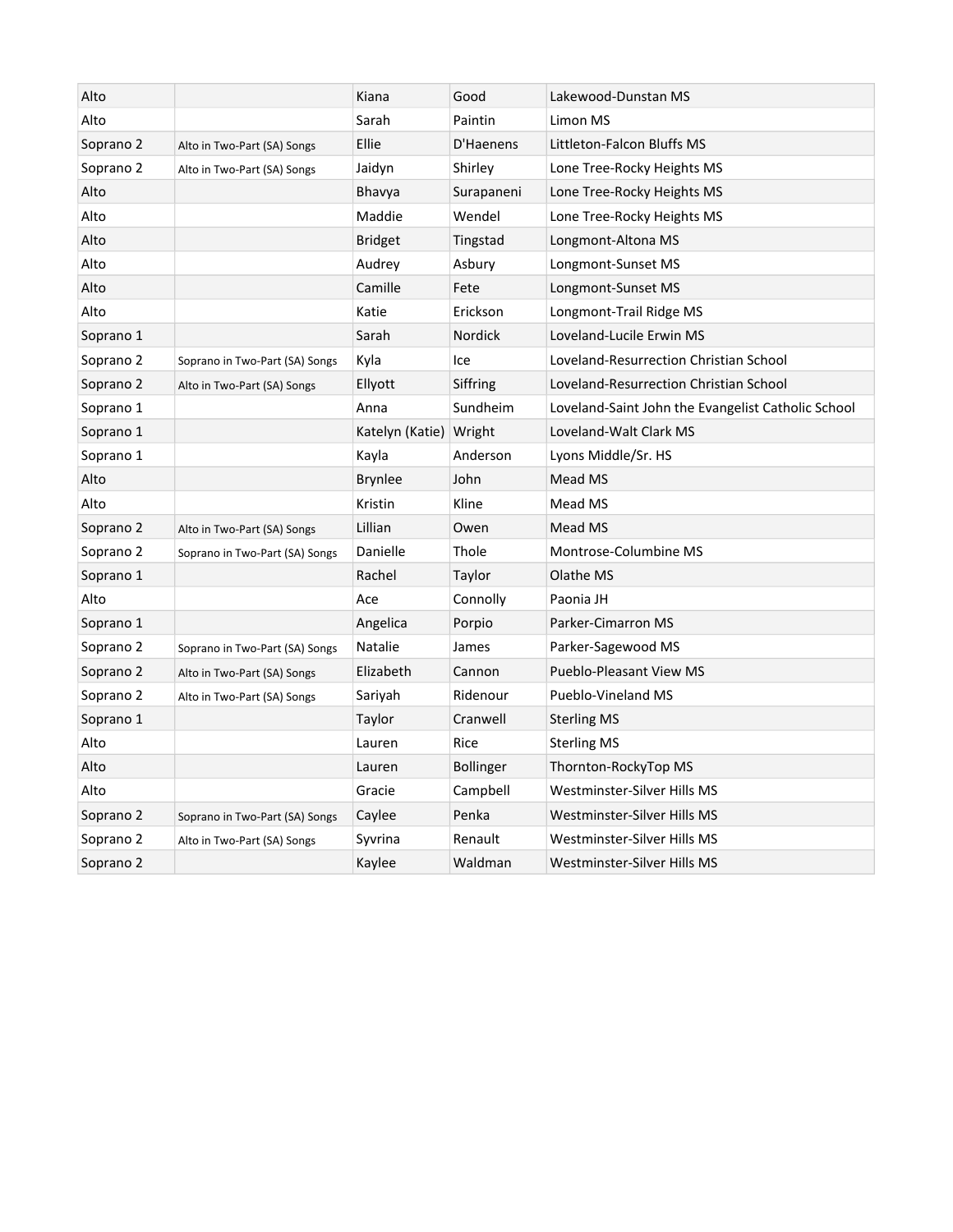| | | | | |
|---|---|---|---|---|
| Alto | | Kiana | Good | Lakewood-Dunstan MS |
| Alto | | Sarah | Paintin | Limon MS |
| Soprano 2 | Alto in Two-Part (SA) Songs | Ellie | D'Haenens | Littleton-Falcon Bluffs MS |
| Soprano 2 | Alto in Two-Part (SA) Songs | Jaidyn | Shirley | Lone Tree-Rocky Heights MS |
| Alto | | Bhavya | Surapaneni | Lone Tree-Rocky Heights MS |
| Alto | | Maddie | Wendel | Lone Tree-Rocky Heights MS |
| Alto | | Bridget | Tingstad | Longmont-Altona MS |
| Alto | | Audrey | Asbury | Longmont-Sunset MS |
| Alto | | Camille | Fete | Longmont-Sunset MS |
| Alto | | Katie | Erickson | Longmont-Trail Ridge MS |
| Soprano 1 | | Sarah | Nordick | Loveland-Lucile Erwin MS |
| Soprano 2 | Soprano in Two-Part (SA) Songs | Kyla | Ice | Loveland-Resurrection Christian School |
| Soprano 2 | Alto in Two-Part (SA) Songs | Ellyott | Siffring | Loveland-Resurrection Christian School |
| Soprano 1 | | Anna | Sundheim | Loveland-Saint John the Evangelist Catholic School |
| Soprano 1 | | Katelyn (Katie) | Wright | Loveland-Walt Clark MS |
| Soprano 1 | | Kayla | Anderson | Lyons Middle/Sr. HS |
| Alto | | Brynlee | John | Mead MS |
| Alto | | Kristin | Kline | Mead MS |
| Soprano 2 | Alto in Two-Part (SA) Songs | Lillian | Owen | Mead MS |
| Soprano 2 | Soprano in Two-Part (SA) Songs | Danielle | Thole | Montrose-Columbine MS |
| Soprano 1 | | Rachel | Taylor | Olathe MS |
| Alto | | Ace | Connolly | Paonia JH |
| Soprano 1 | | Angelica | Porpio | Parker-Cimarron MS |
| Soprano 2 | Soprano in Two-Part (SA) Songs | Natalie | James | Parker-Sagewood MS |
| Soprano 2 | Alto in Two-Part (SA) Songs | Elizabeth | Cannon | Pueblo-Pleasant View MS |
| Soprano 2 | Alto in Two-Part (SA) Songs | Sariyah | Ridenour | Pueblo-Vineland MS |
| Soprano 1 | | Taylor | Cranwell | Sterling MS |
| Alto | | Lauren | Rice | Sterling MS |
| Alto | | Lauren | Bollinger | Thornton-RockyTop MS |
| Alto | | Gracie | Campbell | Westminster-Silver Hills MS |
| Soprano 2 | Soprano in Two-Part (SA) Songs | Caylee | Penka | Westminster-Silver Hills MS |
| Soprano 2 | Alto in Two-Part (SA) Songs | Syvrina | Renault | Westminster-Silver Hills MS |
| Soprano 2 | | Kaylee | Waldman | Westminster-Silver Hills MS |